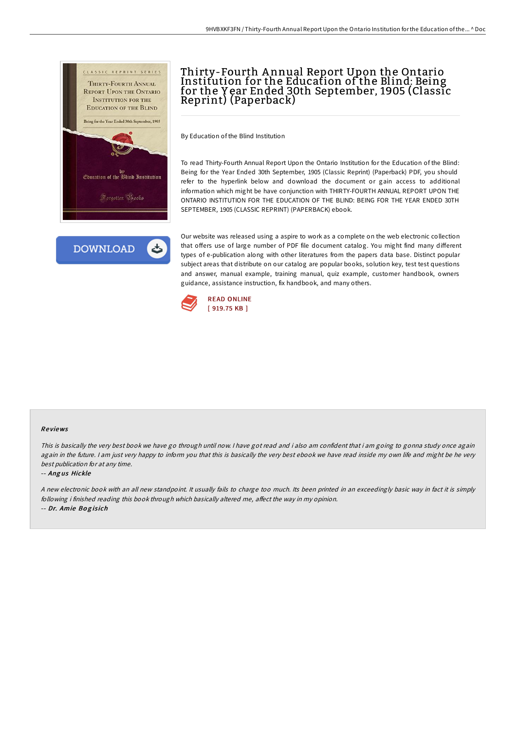# Thirty-Fourth Annual Report Upon the Ontario Institution for the Education of the Blind: Being for the Year Ended 30th September, 1905 (Classic Reprint) (Paperback)

By Education of the Blind Institution

To read Thirty-Fourth Annual Report Upon the Ontario Institution for the Education of the Blind: Being for the Year Ended 30th September, 1905 (Classic Reprint) (Paperback) PDF, you should refer to the hyperlink below and download the document or gain access to additional information which might be have conjunction with THIRTY-FOURTH ANNUAL REPORT UPON THE ONTARIO INSTITUTION FOR THE EDUCATION OF THE BLIND: BEING FOR THE YEAR ENDED 30TH SEPTEMBER, 1905 (CLASSIC REPRINT) (PAPERBACK) ebook.

Our website was released using a aspire to work as a complete on the web electronic collection that offers use of large number of PDF file document catalog. You might find many different types of e-publication along with other literatures from the papers data base. Distinct popular subject areas that distribute on our catalog are popular books, solution key, test test questions and answer, manual example, training manual, quiz example, customer handbook, owners guidance, assistance instruction, fix handbook, and many others.

DOWNLOAD

READ ONLINE
[ 919.75 KB ]

## Reviews

*This is basically the very best book we have go through until now. I have got read and i also am confident that i am going to gonna study once again again in the future. I am just very happy to inform you that this is basically the very best ebook we have read inside my own life and might be he very best publication for at any time.*

-- *Angus Hickle*

*A new electronic book with an all new standpoint. It usually fails to charge too much. Its been printed in an exceedingly basic way in fact it is simply following i finished reading this book through which basically altered me, affect the way in my opinion.*

-- *Dr. Amie Bogisich*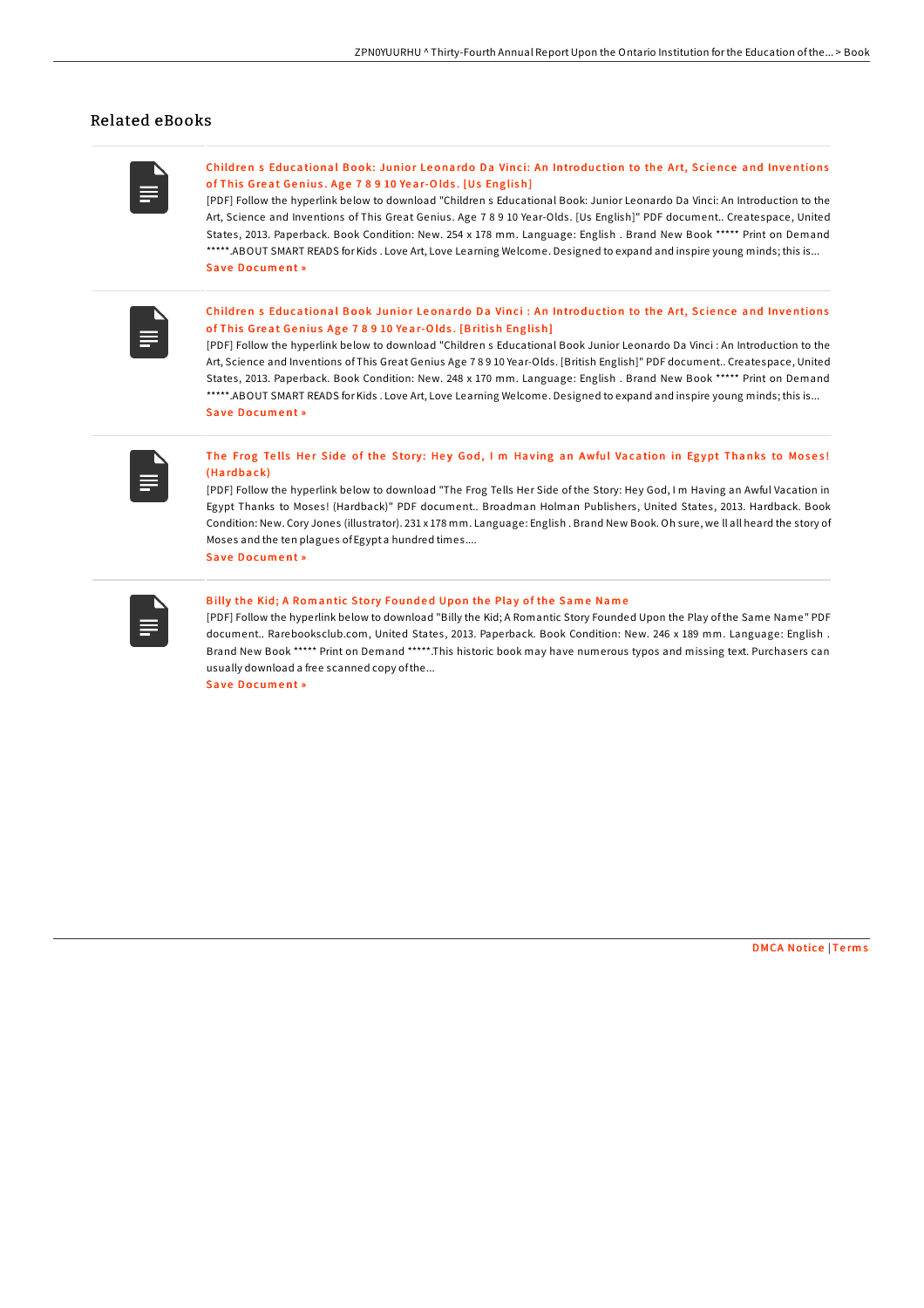## Related eBooks

**Children s Educational Book: Junior Leonardo Da Vinci: An Introduction to the Art, Science and Inventions of This Great Genius. Age 7 8 9 10 Year-Olds. [Us English]**

[PDF] Follow the hyperlink below to download "Children s Educational Book: Junior Leonardo Da Vinci: An Introduction to the Art, Science and Inventions of This Great Genius. Age 7 8 9 10 Year-Olds. [Us English]" PDF document.. Createspace, United States, 2013. Paperback. Book Condition: New. 254 x 178 mm. Language: English . Brand New Book ***** Print on Demand *****.ABOUT SMART READS for Kids . Love Art, Love Learning Welcome. Designed to expand and inspire young minds; this is...

Save Document »

**Children s Educational Book Junior Leonardo Da Vinci : An Introduction to the Art, Science and Inventions of This Great Genius Age 7 8 9 10 Year-Olds. [British English]**

[PDF] Follow the hyperlink below to download "Children s Educational Book Junior Leonardo Da Vinci : An Introduction to the Art, Science and Inventions of This Great Genius Age 7 8 9 10 Year-Olds. [British English]" PDF document.. Createspace, United States, 2013. Paperback. Book Condition: New. 248 x 170 mm. Language: English . Brand New Book ***** Print on Demand *****.ABOUT SMART READS for Kids . Love Art, Love Learning Welcome. Designed to expand and inspire young minds; this is...

Save Document »

**The Frog Tells Her Side of the Story: Hey God, I m Having an Awful Vacation in Egypt Thanks to Moses! (Hardback)**

[PDF] Follow the hyperlink below to download "The Frog Tells Her Side of the Story: Hey God, I m Having an Awful Vacation in Egypt Thanks to Moses! (Hardback)" PDF document.. Broadman Holman Publishers, United States, 2013. Hardback. Book Condition: New. Cory Jones (illustrator). 231 x 178 mm. Language: English . Brand New Book. Oh sure, we ll all heard the story of Moses and the ten plagues of Egypt a hundred times....

Save Document »

**Billy the Kid; A Romantic Story Founded Upon the Play of the Same Name**

[PDF] Follow the hyperlink below to download "Billy the Kid; A Romantic Story Founded Upon the Play of the Same Name" PDF document.. Rarebooksclub.com, United States, 2013. Paperback. Book Condition: New. 246 x 189 mm. Language: English . Brand New Book ***** Print on Demand *****.This historic book may have numerous typos and missing text. Purchasers can usually download a free scanned copy of the...

Save Document »